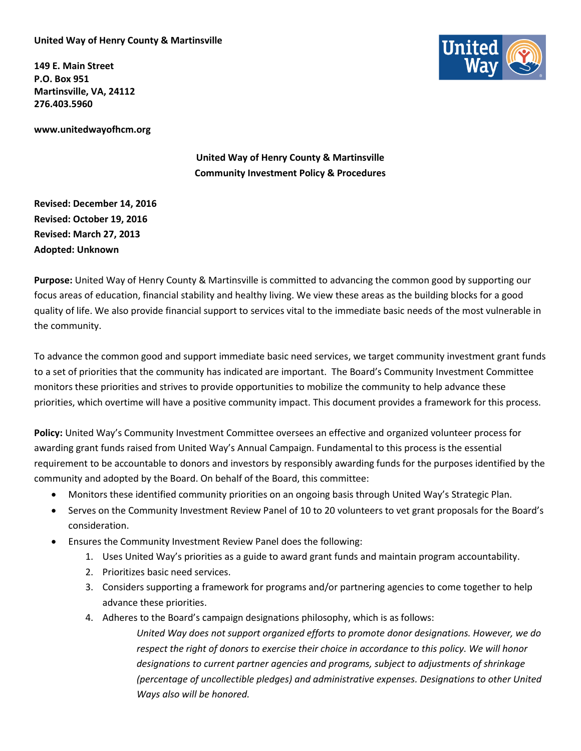**United Way of Henry County & Martinsville**

**149 E. Main Street**
**P.O. Box 951**
**Martinsville, VA, 24112**
**276.403.5960**

**www.unitedwayofhcm.org**

## United Way of Henry County & Martinsville
## Community Investment Policy & Procedures

**Revised: December 14, 2016**
**Revised: October 19, 2016**
**Revised: March 27, 2013**
**Adopted: Unknown**

**Purpose:** United Way of Henry County & Martinsville is committed to advancing the common good by supporting our focus areas of education, financial stability and healthy living. We view these areas as the building blocks for a good quality of life. We also provide financial support to services vital to the immediate basic needs of the most vulnerable in the community.

To advance the common good and support immediate basic need services, we target community investment grant funds to a set of priorities that the community has indicated are important. The Board's Community Investment Committee monitors these priorities and strives to provide opportunities to mobilize the community to help advance these priorities, which overtime will have a positive community impact. This document provides a framework for this process.

**Policy:** United Way's Community Investment Committee oversees an effective and organized volunteer process for awarding grant funds raised from United Way's Annual Campaign. Fundamental to this process is the essential requirement to be accountable to donors and investors by responsibly awarding funds for the purposes identified by the community and adopted by the Board. On behalf of the Board, this committee:

- Monitors these identified community priorities on an ongoing basis through United Way's Strategic Plan.
- Serves on the Community Investment Review Panel of 10 to 20 volunteers to vet grant proposals for the Board's consideration.
- Ensures the Community Investment Review Panel does the following:
  1. Uses United Way's priorities as a guide to award grant funds and maintain program accountability.
  2. Prioritizes basic need services.
  3. Considers supporting a framework for programs and/or partnering agencies to come together to help advance these priorities.
  4. Adheres to the Board's campaign designations philosophy, which is as follows:

     *United Way does not support organized efforts to promote donor designations. However, we do respect the right of donors to exercise their choice in accordance to this policy. We will honor designations to current partner agencies and programs, subject to adjustments of shrinkage (percentage of uncollectible pledges) and administrative expenses. Designations to other United Ways also will be honored.*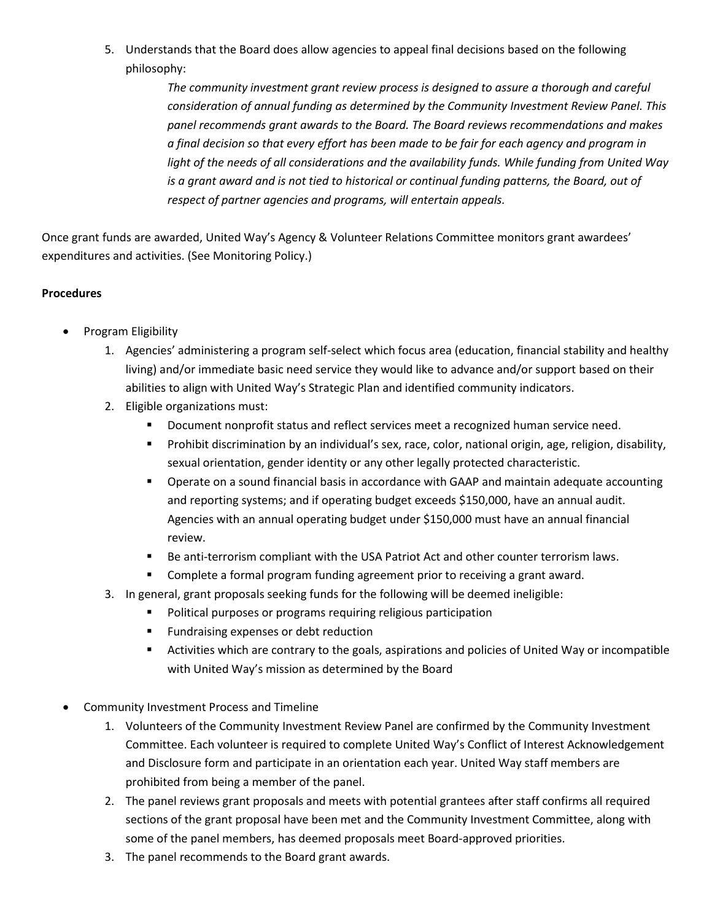5. Understands that the Board does allow agencies to appeal final decisions based on the following philosophy:

   > *The community investment grant review process is designed to assure a thorough and careful consideration of annual funding as determined by the Community Investment Review Panel. This panel recommends grant awards to the Board. The Board reviews recommendations and makes a final decision so that every effort has been made to be fair for each agency and program in light of the needs of all considerations and the availability funds. While funding from United Way is a grant award and is not tied to historical or continual funding patterns, the Board, out of respect of partner agencies and programs, will entertain appeals.*

Once grant funds are awarded, United Way's Agency & Volunteer Relations Committee monitors grant awardees' expenditures and activities. (See Monitoring Policy.)

**Procedures**

- Program Eligibility
  1. Agencies' administering a program self-select which focus area (education, financial stability and healthy living) and/or immediate basic need service they would like to advance and/or support based on their abilities to align with United Way's Strategic Plan and identified community indicators.
  2. Eligible organizations must:
     - Document nonprofit status and reflect services meet a recognized human service need.
     - Prohibit discrimination by an individual's sex, race, color, national origin, age, religion, disability, sexual orientation, gender identity or any other legally protected characteristic.
     - Operate on a sound financial basis in accordance with GAAP and maintain adequate accounting and reporting systems; and if operating budget exceeds $150,000, have an annual audit. Agencies with an annual operating budget under $150,000 must have an annual financial review.
     - Be anti-terrorism compliant with the USA Patriot Act and other counter terrorism laws.
     - Complete a formal program funding agreement prior to receiving a grant award.
  3. In general, grant proposals seeking funds for the following will be deemed ineligible:
     - Political purposes or programs requiring religious participation
     - Fundraising expenses or debt reduction
     - Activities which are contrary to the goals, aspirations and policies of United Way or incompatible with United Way's mission as determined by the Board

- Community Investment Process and Timeline
  1. Volunteers of the Community Investment Review Panel are confirmed by the Community Investment Committee. Each volunteer is required to complete United Way's Conflict of Interest Acknowledgement and Disclosure form and participate in an orientation each year. United Way staff members are prohibited from being a member of the panel.
  2. The panel reviews grant proposals and meets with potential grantees after staff confirms all required sections of the grant proposal have been met and the Community Investment Committee, along with some of the panel members, has deemed proposals meet Board-approved priorities.
  3. The panel recommends to the Board grant awards.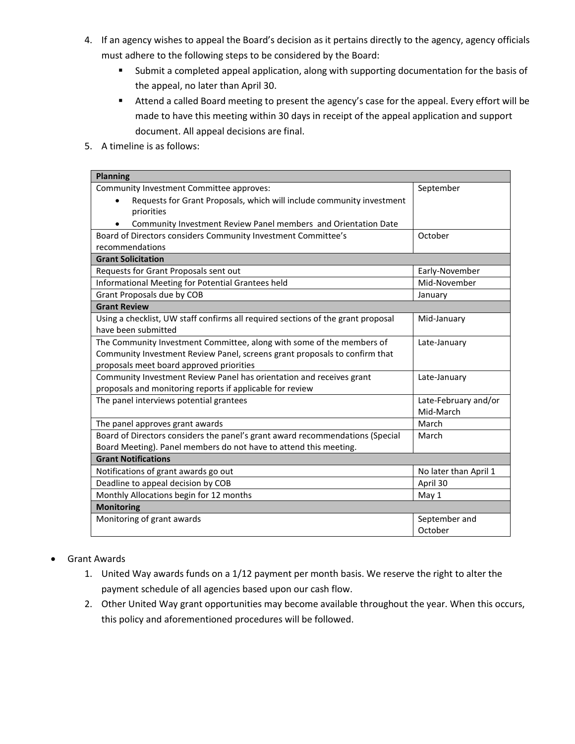4. If an agency wishes to appeal the Board's decision as it pertains directly to the agency, agency officials must adhere to the following steps to be considered by the Board:
   - Submit a completed appeal application, along with supporting documentation for the basis of the appeal, no later than April 30.
   - Attend a called Board meeting to present the agency's case for the appeal. Every effort will be made to have this meeting within 30 days in receipt of the appeal application and support document. All appeal decisions are final.
5. A timeline is as follows:

| | |
|---|---|
| **Planning** | |
| Community Investment Committee approves:<br>• Requests for Grant Proposals, which will include community investment priorities<br>• Community Investment Review Panel members and Orientation Date | September |
| Board of Directors considers Community Investment Committee's recommendations | October |
| **Grant Solicitation** | |
| Requests for Grant Proposals sent out | Early-November |
| Informational Meeting for Potential Grantees held | Mid-November |
| Grant Proposals due by COB | January |
| **Grant Review** | |
| Using a checklist, UW staff confirms all required sections of the grant proposal have been submitted | Mid-January |
| The Community Investment Committee, along with some of the members of Community Investment Review Panel, screens grant proposals to confirm that proposals meet board approved priorities | Late-January |
| Community Investment Review Panel has orientation and receives grant proposals and monitoring reports if applicable for review | Late-January |
| The panel interviews potential grantees | Late-February and/or Mid-March |
| The panel approves grant awards | March |
| Board of Directors considers the panel's grant award recommendations (Special Board Meeting). Panel members do not have to attend this meeting. | March |
| **Grant Notifications** | |
| Notifications of grant awards go out | No later than April 1 |
| Deadline to appeal decision by COB | April 30 |
| Monthly Allocations begin for 12 months | May 1 |
| **Monitoring** | |
| Monitoring of grant awards | September and October |

- Grant Awards
  1. United Way awards funds on a 1/12 payment per month basis. We reserve the right to alter the payment schedule of all agencies based upon our cash flow.
  2. Other United Way grant opportunities may become available throughout the year. When this occurs, this policy and aforementioned procedures will be followed.